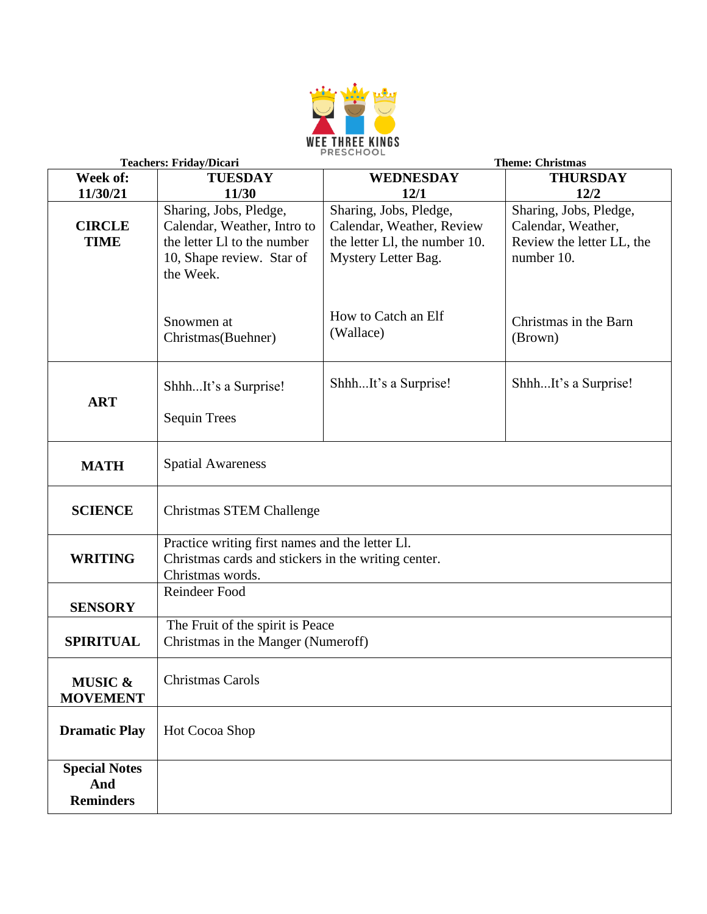WEE THREE KINGS PRESCHOOL

**Teachers: Friday/Dicari** **Theme: Christmas**

| **Week of: 11/30/21** | **TUESDAY 11/30** | **WEDNESDAY 12/1** | **THURSDAY 12/2** |
|---|---|---|---|
| **CIRCLE TIME** | Sharing, Jobs, Pledge, Calendar, Weather, Intro to the letter Ll to the number 10, Shape review. Star of the Week.<br><br>Snowmen at Christmas(Buehner) | Sharing, Jobs, Pledge, Calendar, Weather, Review the letter Ll, the number 10. Mystery Letter Bag.<br><br>How to Catch an Elf (Wallace) | Sharing, Jobs, Pledge, Calendar, Weather, Review the letter LL, the number 10.<br><br>Christmas in the Barn (Brown) |
| **ART** | Shhh...It's a Surprise!<br><br>Sequin Trees | Shhh...It's a Surprise! | Shhh...It's a Surprise! |
| **MATH** | Spatial Awareness | | |
| **SCIENCE** | Christmas STEM Challenge | | |
| **WRITING** | Practice writing first names and the letter Ll.<br>Christmas cards and stickers in the writing center.<br>Christmas words. | | |
| **SENSORY** | Reindeer Food | | |
| **SPIRITUAL** | The Fruit of the spirit is Peace<br>Christmas in the Manger (Numeroff) | | |
| **MUSIC & MOVEMENT** | Christmas Carols | | |
| **Dramatic Play** | Hot Cocoa Shop | | |
| **Special Notes And Reminders** | | | |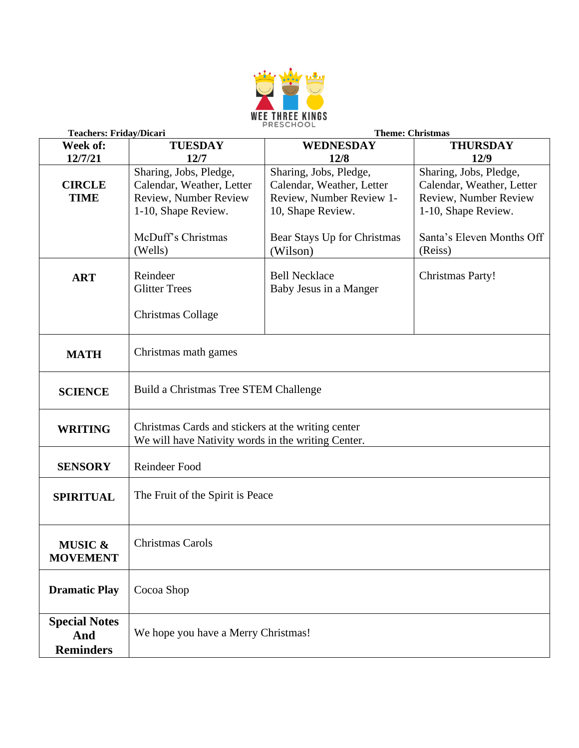WEE THREE KINGS PRESCHOOL

**Teachers: Friday/Dicari** **Theme: Christmas**

| Week of: 12/7/21 | TUESDAY 12/7 | WEDNESDAY 12/8 | THURSDAY 12/9 |
| --- | --- | --- | --- |
| **CIRCLE TIME** | Sharing, Jobs, Pledge, Calendar, Weather, Letter Review, Number Review 1-10, Shape Review.<br><br>McDuff's Christmas (Wells) | Sharing, Jobs, Pledge, Calendar, Weather, Letter Review, Number Review 1-10, Shape Review.<br><br>Bear Stays Up for Christmas (Wilson) | Sharing, Jobs, Pledge, Calendar, Weather, Letter Review, Number Review 1-10, Shape Review.<br><br>Santa's Eleven Months Off (Reiss) |
| **ART** | Reindeer<br>Glitter Trees<br><br>Christmas Collage | Bell Necklace<br>Baby Jesus in a Manger | Christmas Party! |
| **MATH** | Christmas math games | | |
| **SCIENCE** | Build a Christmas Tree STEM Challenge | | |
| **WRITING** | Christmas Cards and stickers at the writing center<br>We will have Nativity words in the writing Center. | | |
| **SENSORY** | Reindeer Food | | |
| **SPIRITUAL** | The Fruit of the Spirit is Peace | | |
| **MUSIC & MOVEMENT** | Christmas Carols | | |
| **Dramatic Play** | Cocoa Shop | | |
| **Special Notes And Reminders** | We hope you have a Merry Christmas! | | |